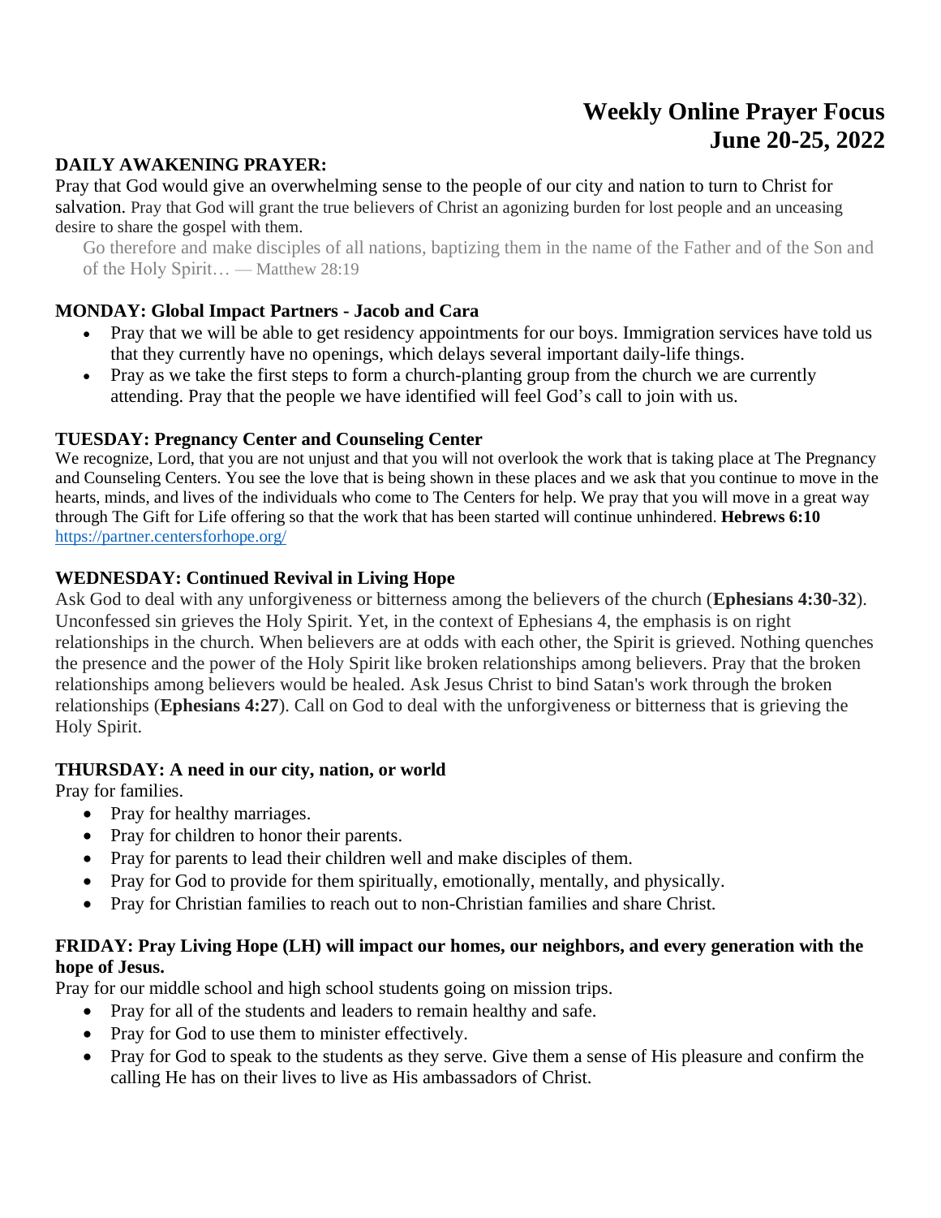# Weekly Online Prayer Focus
# June 20-25, 2022

**DAILY AWAKENING PRAYER:**

Pray that God would give an overwhelming sense to the people of our city and nation to turn to Christ for salvation. Pray that God will grant the true believers of Christ an agonizing burden for lost people and an unceasing desire to share the gospel with them.

> Go therefore and make disciples of all nations, baptizing them in the name of the Father and of the Son and of the Holy Spirit… — Matthew 28:19

**MONDAY: Global Impact Partners - Jacob and Cara**

- Pray that we will be able to get residency appointments for our boys. Immigration services have told us that they currently have no openings, which delays several important daily-life things.
- Pray as we take the first steps to form a church-planting group from the church we are currently attending. Pray that the people we have identified will feel God's call to join with us.

**TUESDAY: Pregnancy Center and Counseling Center**

We recognize, Lord, that you are not unjust and that you will not overlook the work that is taking place at The Pregnancy and Counseling Centers. You see the love that is being shown in these places and we ask that you continue to move in the hearts, minds, and lives of the individuals who come to The Centers for help. We pray that you will move in a great way through The Gift for Life offering so that the work that has been started will continue unhindered. **Hebrews 6:10**
https://partner.centersforhope.org/

**WEDNESDAY: Continued Revival in Living Hope**

Ask God to deal with any unforgiveness or bitterness among the believers of the church (**Ephesians 4:30-32**). Unconfessed sin grieves the Holy Spirit. Yet, in the context of Ephesians 4, the emphasis is on right relationships in the church. When believers are at odds with each other, the Spirit is grieved. Nothing quenches the presence and the power of the Holy Spirit like broken relationships among believers. Pray that the broken relationships among believers would be healed. Ask Jesus Christ to bind Satan's work through the broken relationships (**Ephesians 4:27**). Call on God to deal with the unforgiveness or bitterness that is grieving the Holy Spirit.

**THURSDAY: A need in our city, nation, or world**

Pray for families.

- Pray for healthy marriages.
- Pray for children to honor their parents.
- Pray for parents to lead their children well and make disciples of them.
- Pray for God to provide for them spiritually, emotionally, mentally, and physically.
- Pray for Christian families to reach out to non-Christian families and share Christ.

**FRIDAY: Pray Living Hope (LH) will impact our homes, our neighbors, and every generation with the hope of Jesus.**

Pray for our middle school and high school students going on mission trips.

- Pray for all of the students and leaders to remain healthy and safe.
- Pray for God to use them to minister effectively.
- Pray for God to speak to the students as they serve. Give them a sense of His pleasure and confirm the calling He has on their lives to live as His ambassadors of Christ.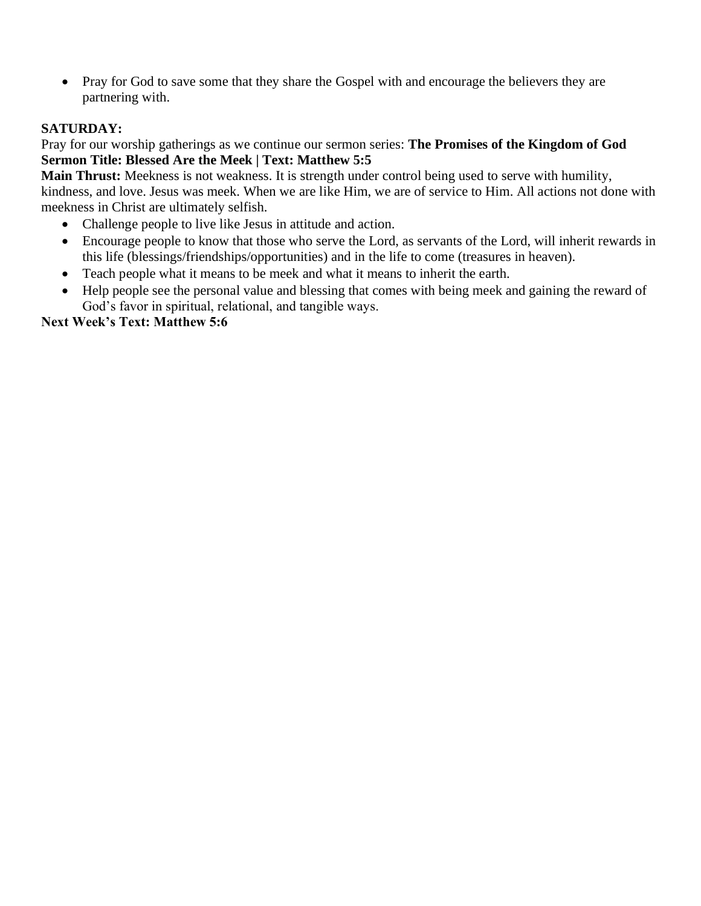- Pray for God to save some that they share the Gospel with and encourage the believers they are partnering with.

**SATURDAY:**

Pray for our worship gatherings as we continue our sermon series: **The Promises of the Kingdom of God**
**Sermon Title: Blessed Are the Meek | Text: Matthew 5:5**

**Main Thrust:** Meekness is not weakness. It is strength under control being used to serve with humility, kindness, and love. Jesus was meek. When we are like Him, we are of service to Him. All actions not done with meekness in Christ are ultimately selfish.

- Challenge people to live like Jesus in attitude and action.
- Encourage people to know that those who serve the Lord, as servants of the Lord, will inherit rewards in this life (blessings/friendships/opportunities) and in the life to come (treasures in heaven).
- Teach people what it means to be meek and what it means to inherit the earth.
- Help people see the personal value and blessing that comes with being meek and gaining the reward of God's favor in spiritual, relational, and tangible ways.

**Next Week's Text: Matthew 5:6**